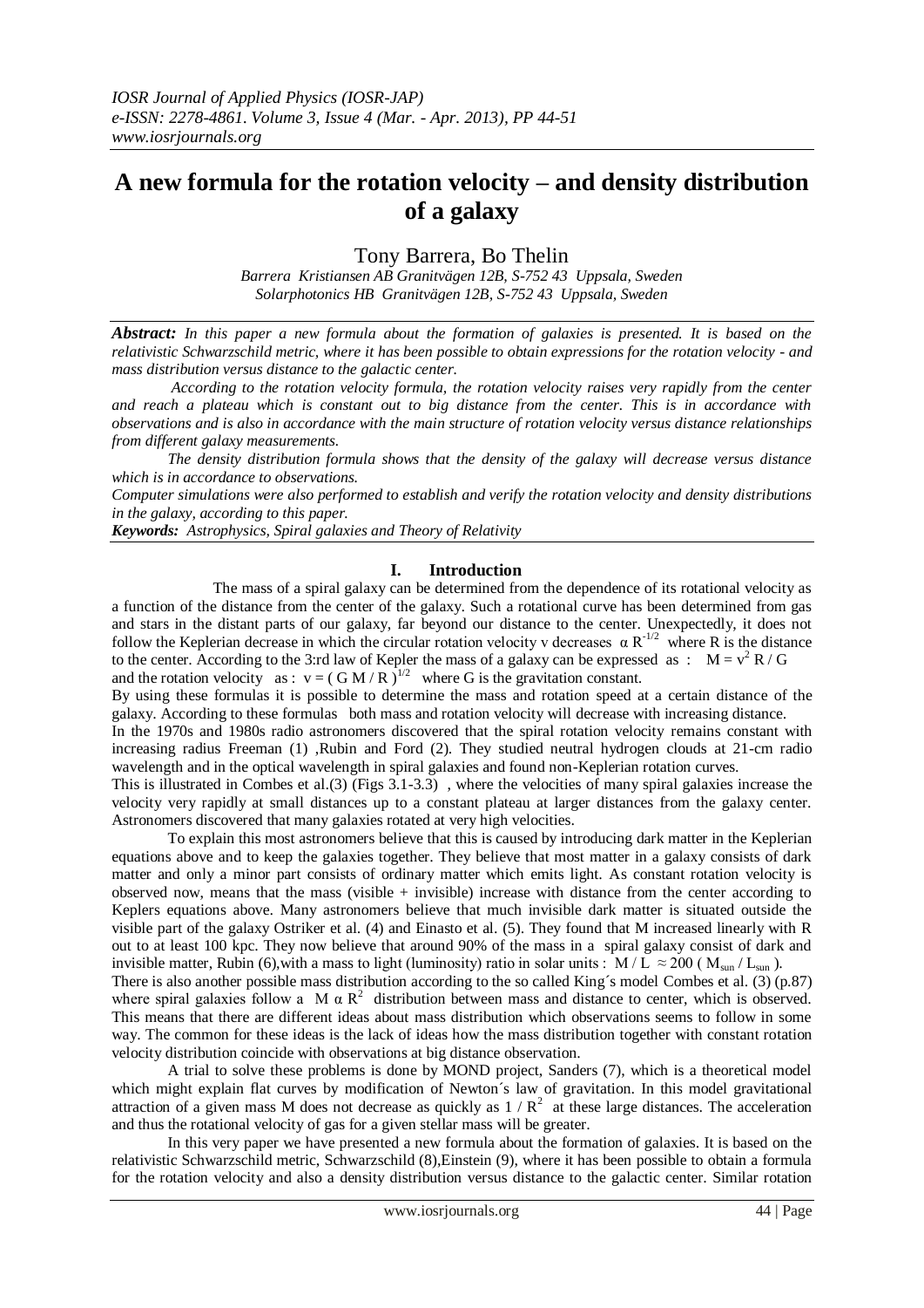# A new formula for the rotation velocity – and density distribution of a galaxy

Tony Barrera, Bo Thelin

*Barrera Kristiansen AB Granitvägen 12B, S-752 43 Uppsala, Sweden*
*Solarphotonics HB Granitvägen 12B, S-752 43 Uppsala, Sweden*

***Abstract:*** *In this paper a new formula about the formation of galaxies is presented. It is based on the relativistic Schwarzschild metric, where it has been possible to obtain expressions for the rotation velocity - and mass distribution versus distance to the galactic center.*

*According to the rotation velocity formula, the rotation velocity raises very rapidly from the center and reach a plateau which is constant out to big distance from the center. This is in accordance with observations and is also in accordance with the main structure of rotation velocity versus distance relationships from different galaxy measurements.*

*The density distribution formula shows that the density of the galaxy will decrease versus distance which is in accordance to observations.*

*Computer simulations were also performed to establish and verify the rotation velocity and density distributions in the galaxy, according to this paper.*

***Keywords:*** *Astrophysics, Spiral galaxies and Theory of Relativity*

## I. Introduction

The mass of a spiral galaxy can be determined from the dependence of its rotational velocity as a function of the distance from the center of the galaxy. Such a rotational curve has been determined from gas and stars in the distant parts of our galaxy, far beyond our distance to the center. Unexpectedly, it does not follow the Keplerian decrease in which the circular rotation velocity v decreases $\alpha\ R^{-1/2}$ where R is the distance to the center. According to the 3:rd law of Kepler the mass of a galaxy can be expressed as : $M = v^2 R / G$ and the rotation velocity as : $v = ( G M / R )^{1/2}$ where G is the gravitation constant.

By using these formulas it is possible to determine the mass and rotation speed at a certain distance of the galaxy. According to these formulas both mass and rotation velocity will decrease with increasing distance.

In the 1970s and 1980s radio astronomers discovered that the spiral rotation velocity remains constant with increasing radius Freeman (1) ,Rubin and Ford (2). They studied neutral hydrogen clouds at 21-cm radio wavelength and in the optical wavelength in spiral galaxies and found non-Keplerian rotation curves.

This is illustrated in Combes et al.(3) (Figs 3.1-3.3) , where the velocities of many spiral galaxies increase the velocity very rapidly at small distances up to a constant plateau at larger distances from the galaxy center. Astronomers discovered that many galaxies rotated at very high velocities.

To explain this most astronomers believe that this is caused by introducing dark matter in the Keplerian equations above and to keep the galaxies together. They believe that most matter in a galaxy consists of dark matter and only a minor part consists of ordinary matter which emits light. As constant rotation velocity is observed now, means that the mass (visible + invisible) increase with distance from the center according to Keplers equations above. Many astronomers believe that much invisible dark matter is situated outside the visible part of the galaxy Ostriker et al. (4) and Einasto et al. (5). They found that M increased linearly with R out to at least 100 kpc. They now believe that around 90% of the mass in a spiral galaxy consist of dark and invisible matter, Rubin (6),with a mass to light (luminosity) ratio in solar units : $M / L \approx 200$ ( $M_{sun} / L_{sun}$ ).

There is also another possible mass distribution according to the so called King´s model Combes et al. (3) (p.87) where spiral galaxies follow a $M\ \alpha\ R^2$ distribution between mass and distance to center, which is observed. This means that there are different ideas about mass distribution which observations seems to follow in some way. The common for these ideas is the lack of ideas how the mass distribution together with constant rotation velocity distribution coincide with observations at big distance observation.

A trial to solve these problems is done by MOND project, Sanders (7), which is a theoretical model which might explain flat curves by modification of Newton´s law of gravitation. In this model gravitational attraction of a given mass M does not decrease as quickly as $1 / R^2$ at these large distances. The acceleration and thus the rotational velocity of gas for a given stellar mass will be greater.

In this very paper we have presented a new formula about the formation of galaxies. It is based on the relativistic Schwarzschild metric, Schwarzschild (8),Einstein (9), where it has been possible to obtain a formula for the rotation velocity and also a density distribution versus distance to the galactic center. Similar rotation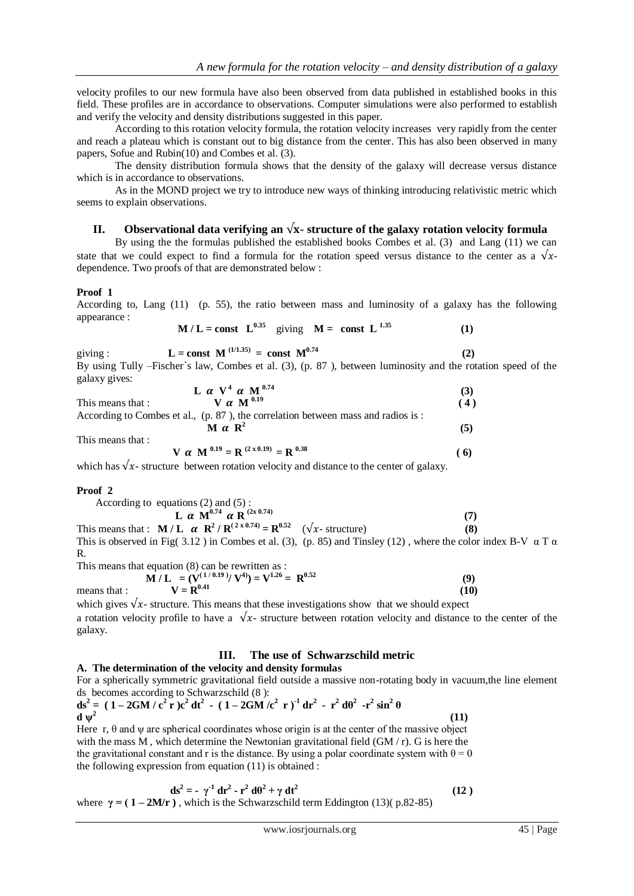velocity profiles to our new formula have also been observed from data published in established books in this field. These profiles are in accordance to observations. Computer simulations were also performed to establish and verify the velocity and density distributions suggested in this paper.

According to this rotation velocity formula, the rotation velocity increases very rapidly from the center and reach a plateau which is constant out to big distance from the center. This has also been observed in many papers, Sofue and Rubin(10) and Combes et al. (3).

The density distribution formula shows that the density of the galaxy will decrease versus distance which is in accordance to observations.

As in the MOND project we try to introduce new ways of thinking introducing relativistic metric which seems to explain observations.

## II. Observational data verifying an $\sqrt{x}$- structure of the galaxy rotation velocity formula

By using the the formulas published the established books Combes et al. (3) and Lang (11) we can state that we could expect to find a formula for the rotation speed versus distance to the center as a $\sqrt{x}$-dependence. Two proofs of that are demonstrated below :

**Proof 1**

According to, Lang (11) (p. 55), the ratio between mass and luminosity of a galaxy has the following appearance :

$$\mathbf{M / L = const\ \ L^{0.35}} \quad \text{giving} \quad \mathbf{M = \ const\ \ L^{\ 1.35}} \qquad (1)$$

giving :

$$\mathbf{L = const\ \ M^{\ (1/1.35)} \ = \ const\ \ M^{0.74}} \qquad (2)$$

By using Tully –Fischer`s law, Combes et al. (3), (p. 87 ), between luminosity and the rotation speed of the galaxy gives:

$$\mathbf{L \ \alpha \ V^4 \ \alpha \ M^{\ 0.74}} \qquad (3)$$

This means that :

$$\mathbf{V \ \alpha \ M^{\ 0.19}} \qquad (4)$$

According to Combes et al., (p. 87 ), the correlation between mass and radios is :

$$\mathbf{M \ \alpha \ R^2} \qquad (5)$$

This means that :

$$\mathbf{V \ \alpha \ M^{\ 0.19} = R^{\ (2 \times 0.19)} = R^{\ 0.38}} \qquad (6)$$

which has $\sqrt{x}$- structure between rotation velocity and distance to the center of galaxy.

**Proof 2**

According to equations (2) and (5) :

$$\mathbf{L \ \alpha \ M^{0.74} \ \alpha \ R^{\ (2x\ 0.74)}} \qquad (7)$$

This means that : $\mathbf{M / L \ \ \alpha \ \ R^2 / R^{(\ 2 \times 0.74)} = R^{0.52}}$ ($\sqrt{x}$- structure) **(8)**

This is observed in Fig( 3.12 ) in Combes et al. (3), (p. 85) and Tinsley (12) , where the color index B-V α T α R.

This means that equation (8) can be rewritten as :

$$\mathbf{M / L \ \ = (V^{(\ 1 / 0.19\ )}/ \ V^4) = V^{1.26} = \ R^{0.52}} \qquad (9)$$

means that :

$$\mathbf{V = R^{0.41}} \qquad (10)$$

which gives $\sqrt{x}$- structure. This means that these investigations show that we should expect a rotation velocity profile to have a $\sqrt{x}$- structure between rotation velocity and distance to the center of the galaxy.

## III. The use of Schwarzschild metric

### A. The determination of the velocity and density formulas

For a spherically symmetric gravitational field outside a massive non-rotating body in vacuum,the line element ds becomes according to Schwarzschild (8 ):

$$\mathbf{ds^2 = \ ( 1 - 2GM / c^2 \ r\ )c^2 \ dt^2 \ - \ ( 1 - 2GM /c^2 \ \ r\ )^{-1} \ dr^2 \ - \ r^2 \ d\theta^2 \ \ -r^2 \ \sin^2 \theta \ \ d\ \psi^2} \qquad (11)$$

Here r, θ and ψ are spherical coordinates whose origin is at the center of the massive object with the mass M , which determine the Newtonian gravitational field (GM / r). G is here the the gravitational constant and r is the distance. By using a polar coordinate system with θ = 0 the following expression from equation (11) is obtained :

$$\mathbf{ds^2 = - \ \ \gamma^{-1} \ dr^2 \ - \ r^2 \ d\theta^2 + \gamma \ dt^2} \qquad (12)$$

where $\mathbf{\gamma = ( \ 1 - 2M/r \ )}$ , which is the Schwarzschild term Eddington (13)( p.82-85)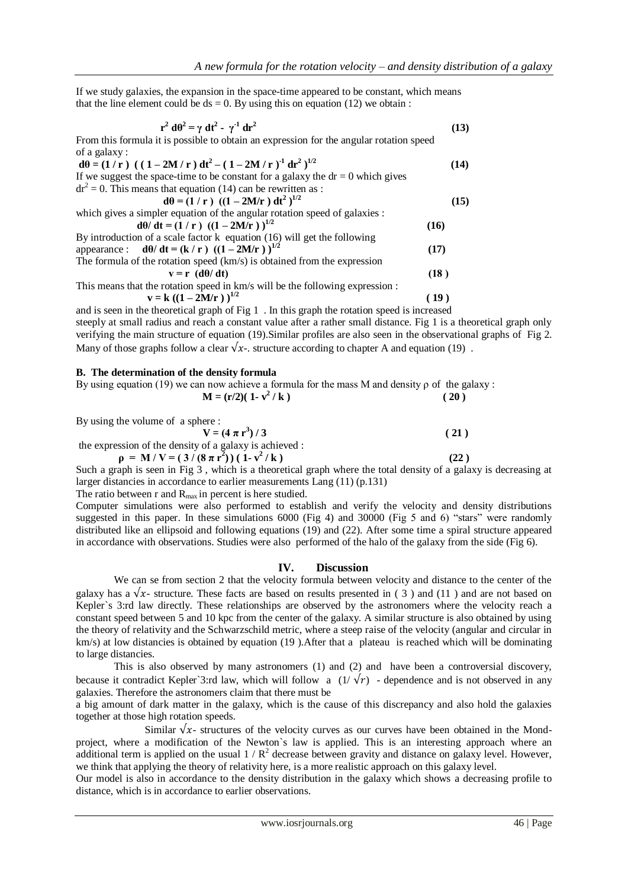If we study galaxies, the expansion in the space-time appeared to be constant, which means that the line element could be ds = 0. By using this on equation (12) we obtain :

$$r^2\, d\theta^2 = \gamma\, dt^2 - \gamma^{-1}\, dr^2 \qquad (13)$$

From this formula it is possible to obtain an expression for the angular rotation speed of a galaxy :

$$d\theta = (1 / r)\ \left( ( 1 - 2M / r )\, dt^2 - ( 1 - 2M / r )^{-1}\, dr^2 \right)^{1/2} \qquad (14)$$

If we suggest the space-time to be constant for a galaxy the dr = 0 which gives $dr^2 = 0$. This means that equation (14) can be rewritten as :

$$d\theta = (1 / r)\ \left((1 - 2M/r )\, dt^2 \right)^{1/2} \qquad (15)$$

which gives a simpler equation of the angular rotation speed of galaxies :

$$d\theta/ dt = (1 / r)\ \left((1 - 2M/r )\right)^{1/2} \qquad (16)$$

By introduction of a scale factor k equation (16) will get the following appearance :

$$d\theta/ dt = (k / r)\ \left((1 - 2M/r )\right)^{1/2} \qquad (17)$$

The formula of the rotation speed (km/s) is obtained from the expression

$$v = r\ (d\theta/ dt) \qquad (18)$$

This means that the rotation speed in km/s will be the following expression :

$$v = k \left((1 - 2M/r )\right)^{1/2} \qquad (19)$$

and is seen in the theoretical graph of Fig 1 . In this graph the rotation speed is increased steeply at small radius and reach a constant value after a rather small distance. Fig 1 is a theoretical graph only verifying the main structure of equation (19).Similar profiles are also seen in the observational graphs of Fig 2. Many of those graphs follow a clear $\sqrt{x}$-. structure according to chapter A and equation (19) .

**B. The determination of the density formula**

By using equation (19) we can now achieve a formula for the mass M and density ρ of the galaxy :

$$M = (r/2)( 1- v^2 / k ) \qquad (20)$$

By using the volume of a sphere :

$$V = (4\, \pi\, r^3) / 3 \qquad (21)$$

the expression of the density of a galaxy is achieved :

$$\rho = M / V = ( 3 / (8\, \pi\, r^2) )\, ( 1- v^2 / k ) \qquad (22)$$

Such a graph is seen in Fig 3 , which is a theoretical graph where the total density of a galaxy is decreasing at larger distancies in accordance to earlier measurements Lang (11) (p.131)

The ratio between r and $R_{max}$ in percent is here studied.

Computer simulations were also performed to establish and verify the velocity and density distributions suggested in this paper. In these simulations 6000 (Fig 4) and 30000 (Fig 5 and 6) "stars" were randomly distributed like an ellipsoid and following equations (19) and (22). After some time a spiral structure appeared in accordance with observations. Studies were also performed of the halo of the galaxy from the side (Fig 6).

## IV. Discussion

We can se from section 2 that the velocity formula between velocity and distance to the center of the galaxy has a $\sqrt{x}$- structure. These facts are based on results presented in ( 3 ) and (11 ) and are not based on Kepler`s 3:rd law directly. These relationships are observed by the astronomers where the velocity reach a constant speed between 5 and 10 kpc from the center of the galaxy. A similar structure is also obtained by using the theory of relativity and the Schwarzschild metric, where a steep raise of the velocity (angular and circular in km/s) at low distancies is obtained by equation (19 ).After that a plateau is reached which will be dominating to large distancies.

This is also observed by many astronomers (1) and (2) and have been a controversial discovery, because it contradict Kepler`3:rd law, which will follow a $(1/\sqrt{r})$ - dependence and is not observed in any galaxies. Therefore the astronomers claim that there must be

a big amount of dark matter in the galaxy, which is the cause of this discrepancy and also hold the galaxies together at those high rotation speeds.

Similar $\sqrt{x}$- structures of the velocity curves as our curves have been obtained in the Mond-project, where a modification of the Newton`s law is applied. This is an interesting approach where an additional term is applied on the usual $1 / R^2$ decrease between gravity and distance on galaxy level. However, we think that applying the theory of relativity here, is a more realistic approach on this galaxy level.

Our model is also in accordance to the density distribution in the galaxy which shows a decreasing profile to distance, which is in accordance to earlier observations.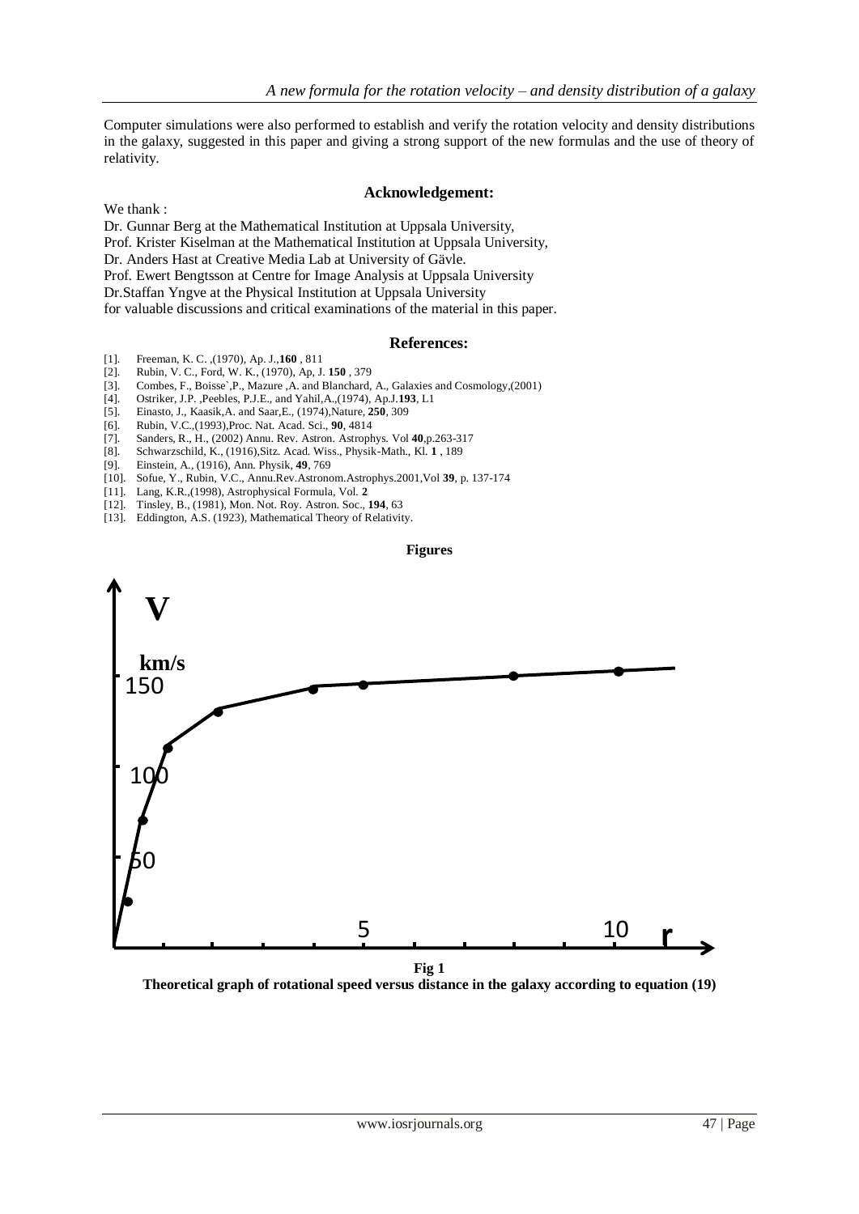Computer simulations were also performed to establish and verify the rotation velocity and density distributions in the galaxy, suggested in this paper and giving a strong support of the new formulas and the use of theory of relativity.

## Acknowledgement:

We thank :

Dr. Gunnar Berg at the Mathematical Institution at Uppsala University,
Prof. Krister Kiselman at the Mathematical Institution at Uppsala University,
Dr. Anders Hast at Creative Media Lab at University of Gävle.
Prof. Ewert Bengtsson at Centre for Image Analysis at Uppsala University
Dr.Staffan Yngve at the Physical Institution at Uppsala University
for valuable discussions and critical examinations of the material in this paper.

## References:

[1]. Freeman, K. C. ,(1970), Ap. J.,**160** , 811
[2]. Rubin, V. C., Ford, W. K., (1970), Ap, J. **150** , 379
[3]. Combes, F., Boisse`,P., Mazure ,A. and Blanchard, A., Galaxies and Cosmology,(2001)
[4]. Ostriker, J.P. ,Peebles, P.J.E., and Yahil,A.,(1974), Ap.J.**193**, L1
[5]. Einasto, J., Kaasik,A. and Saar,E., (1974),Nature, **250**, 309
[6]. Rubin, V.C.,(1993),Proc. Nat. Acad. Sci., **90**, 4814
[7]. Sanders, R., H., (2002) Annu. Rev. Astron. Astrophys. Vol **40**,p.263-317
[8]. Schwarzschild, K., (1916),Sitz. Acad. Wiss., Physik-Math., Kl. **1** , 189
[9]. Einstein, A., (1916), Ann. Physik, **49**, 769
[10]. Sofue, Y., Rubin, V.C., Annu.Rev.Astronom.Astrophys.2001,Vol **39**, p. 137-174
[11]. Lang, K.R.,(1998), Astrophysical Formula, Vol. **2**
[12]. Tinsley, B., (1981), Mon. Not. Roy. Astron. Soc., **194**, 63
[13]. Eddington, A.S. (1923), Mathematical Theory of Relativity.

## Figures

**Fig 1**

**Theoretical graph of rotational speed versus distance in the galaxy according to equation (19)**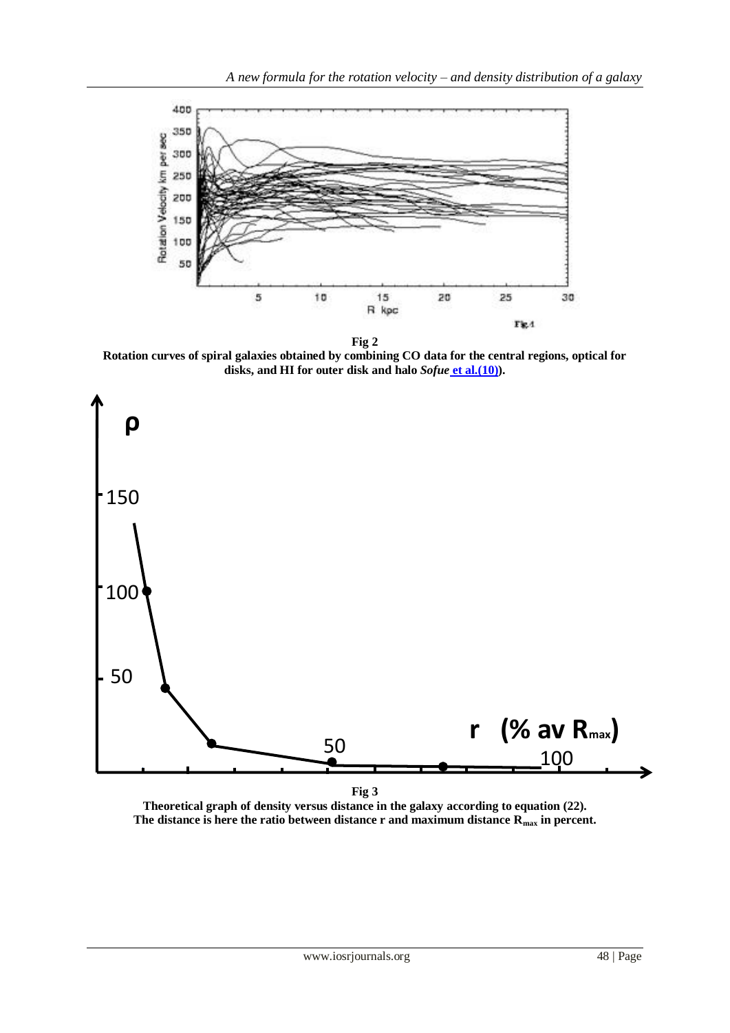**Fig 2**

**Rotation curves of spiral galaxies obtained by combining CO data for the central regions, optical for disks, and HI for outer disk and halo *Sofue* et al.(10)).**

**Fig 3**

**Theoretical graph of density versus distance in the galaxy according to equation (22). The distance is here the ratio between distance r and maximum distance $R_{max}$ in percent.**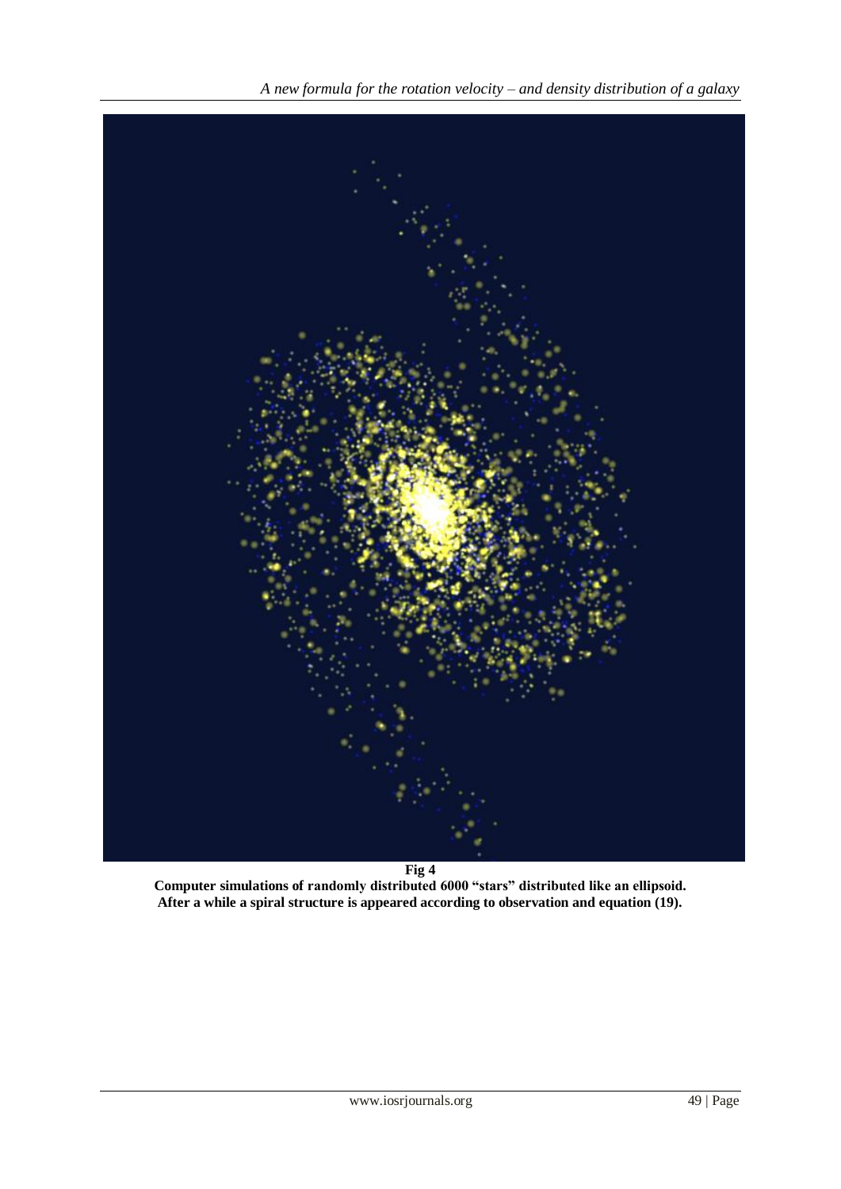**Fig 4**

**Computer simulations of randomly distributed 6000 "stars" distributed like an ellipsoid. After a while a spiral structure is appeared according to observation and equation (19).**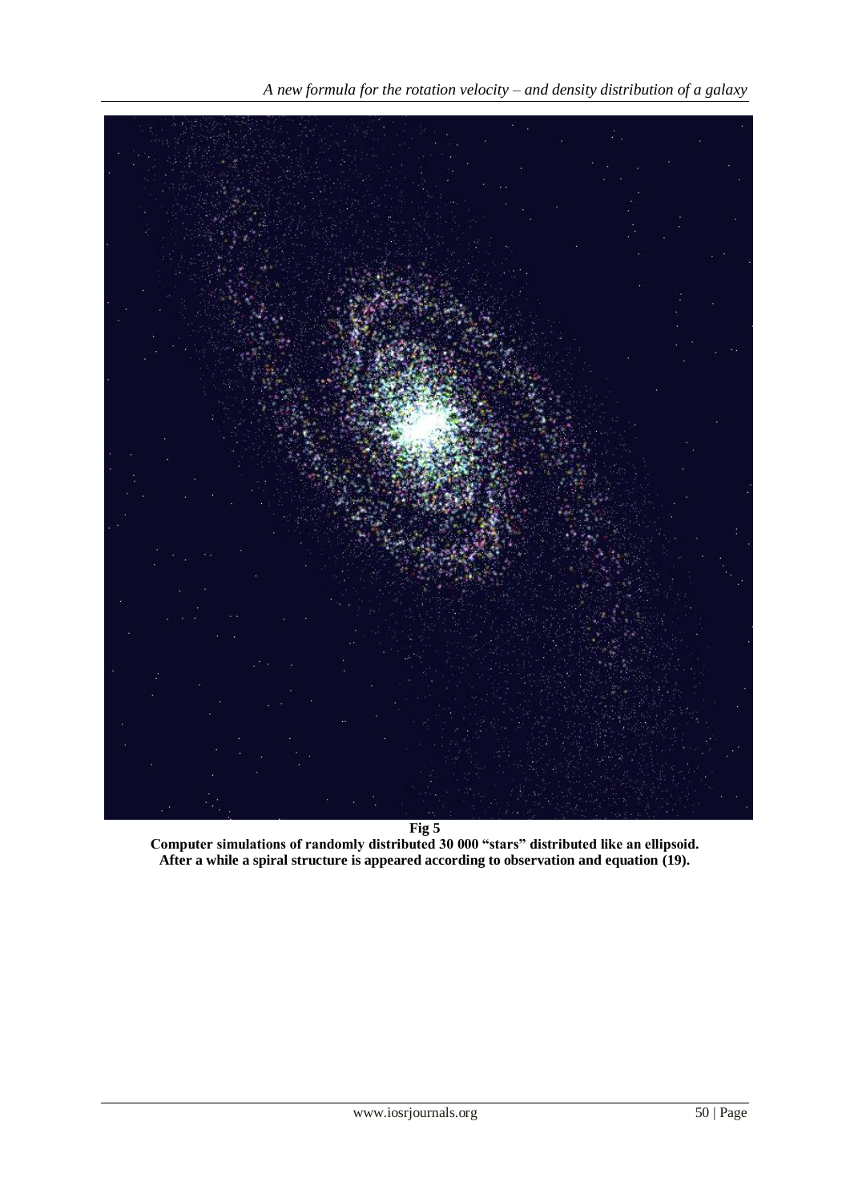**Fig 5**

**Computer simulations of randomly distributed 30 000 “stars” distributed like an ellipsoid. After a while a spiral structure is appeared according to observation and equation (19).**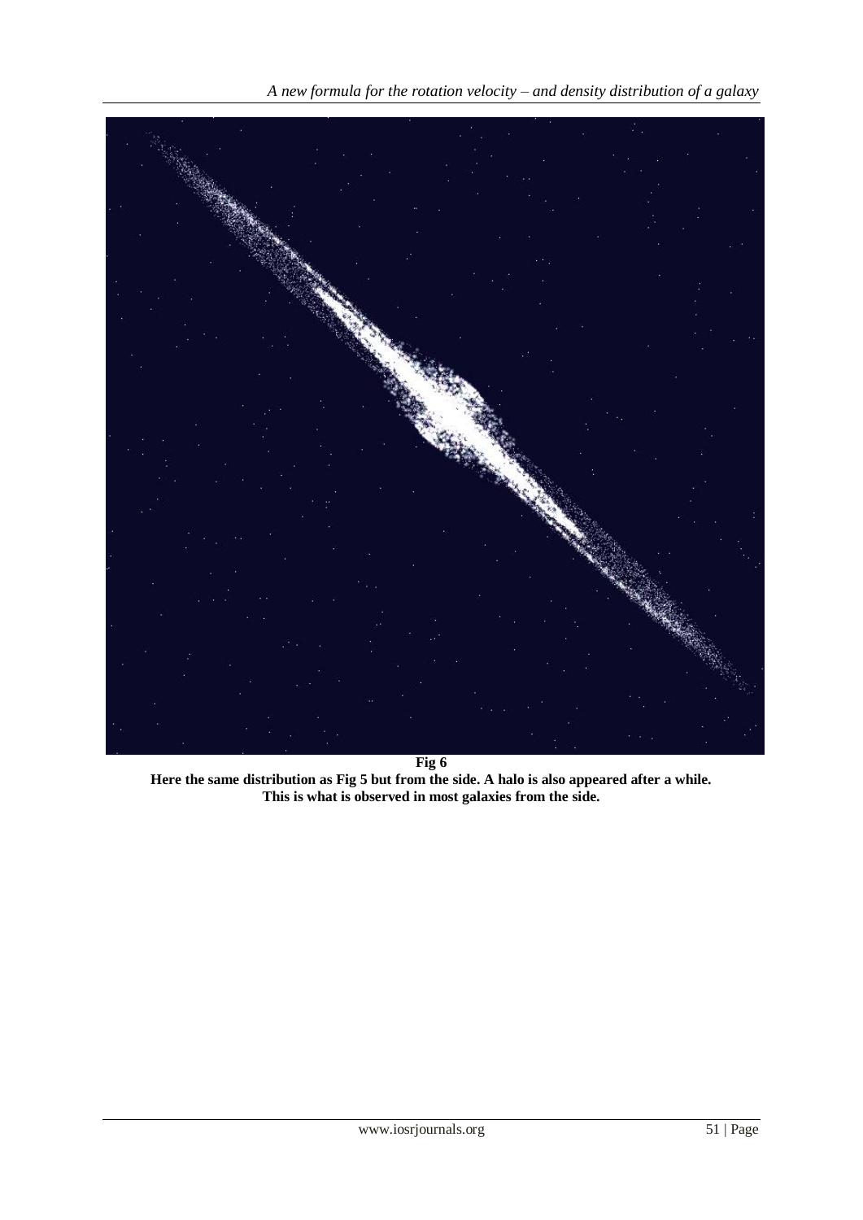**Fig 6**

**Here the same distribution as Fig 5 but from the side. A halo is also appeared after a while. This is what is observed in most galaxies from the side.**